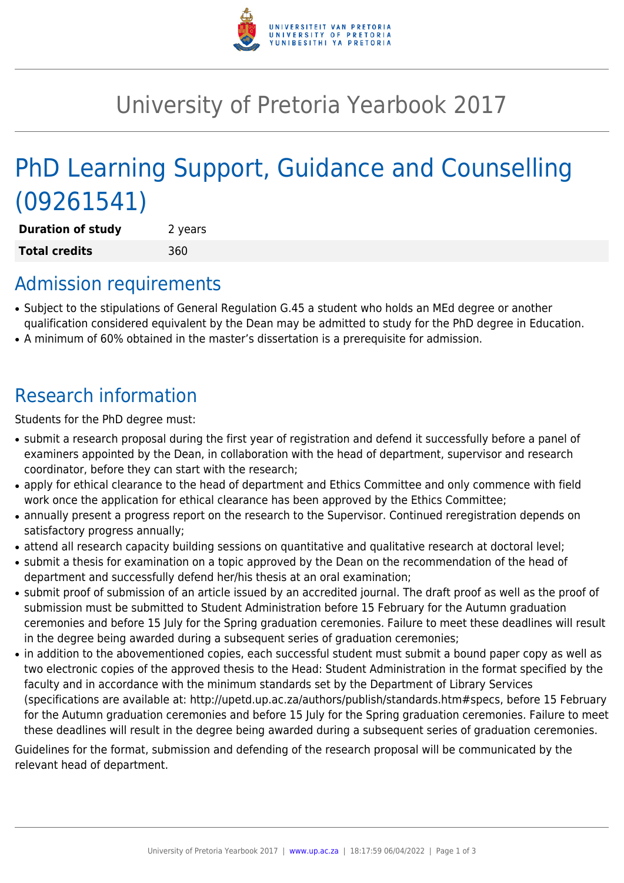# University of Pretoria Yearbook 2017

# PhD Learning Support, Guidance and Counselling (09261541)

| **Duration of study** | 2 years |
|---|---|
| **Total credits** | 360 |

## Admission requirements

- Subject to the stipulations of General Regulation G.45 a student who holds an MEd degree or another qualification considered equivalent by the Dean may be admitted to study for the PhD degree in Education.
- A minimum of 60% obtained in the master's dissertation is a prerequisite for admission.

## Research information

Students for the PhD degree must:

- submit a research proposal during the first year of registration and defend it successfully before a panel of examiners appointed by the Dean, in collaboration with the head of department, supervisor and research coordinator, before they can start with the research;
- apply for ethical clearance to the head of department and Ethics Committee and only commence with field work once the application for ethical clearance has been approved by the Ethics Committee;
- annually present a progress report on the research to the Supervisor. Continued reregistration depends on satisfactory progress annually;
- attend all research capacity building sessions on quantitative and qualitative research at doctoral level;
- submit a thesis for examination on a topic approved by the Dean on the recommendation of the head of department and successfully defend her/his thesis at an oral examination;
- submit proof of submission of an article issued by an accredited journal. The draft proof as well as the proof of submission must be submitted to Student Administration before 15 February for the Autumn graduation ceremonies and before 15 July for the Spring graduation ceremonies. Failure to meet these deadlines will result in the degree being awarded during a subsequent series of graduation ceremonies;
- in addition to the abovementioned copies, each successful student must submit a bound paper copy as well as two electronic copies of the approved thesis to the Head: Student Administration in the format specified by the faculty and in accordance with the minimum standards set by the Department of Library Services (specifications are available at: http://upetd.up.ac.za/authors/publish/standards.htm#specs, before 15 February for the Autumn graduation ceremonies and before 15 July for the Spring graduation ceremonies. Failure to meet these deadlines will result in the degree being awarded during a subsequent series of graduation ceremonies.

Guidelines for the format, submission and defending of the research proposal will be communicated by the relevant head of department.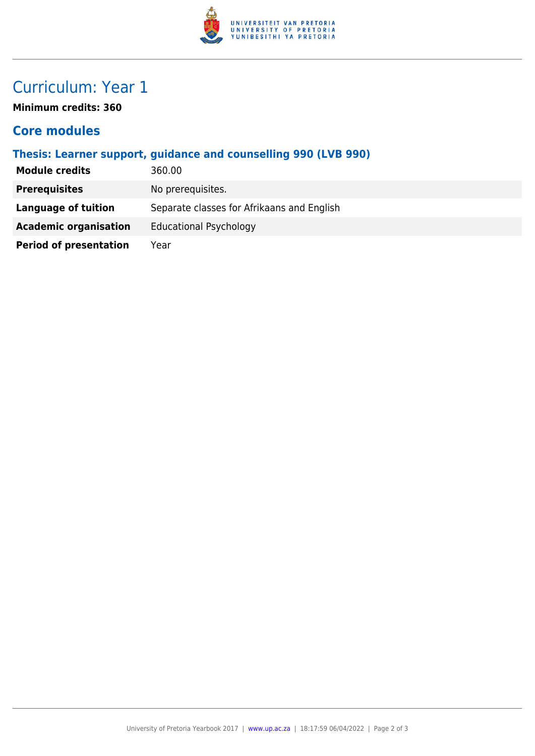# Curriculum: Year 1

**Minimum credits: 360**

## Core modules

### Thesis: Learner support, guidance and counselling 990 (LVB 990)

| | |
|---|---|
| **Module credits** | 360.00 |
| **Prerequisites** | No prerequisites. |
| **Language of tuition** | Separate classes for Afrikaans and English |
| **Academic organisation** | Educational Psychology |
| **Period of presentation** | Year |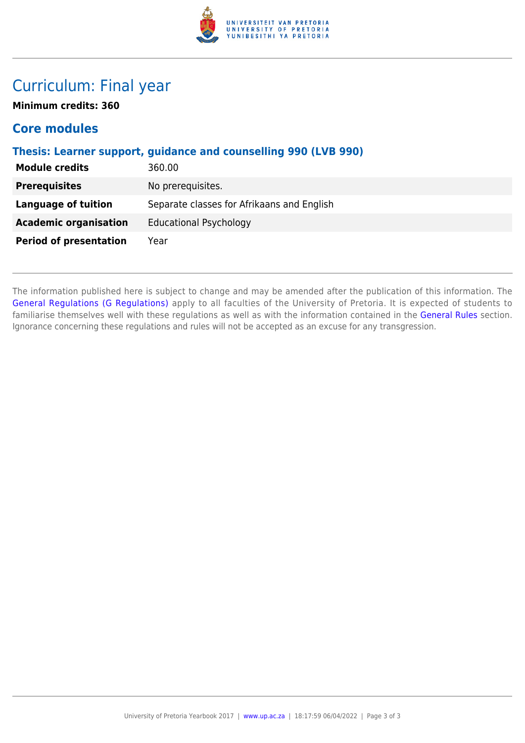# Curriculum: Final year

**Minimum credits: 360**

## Core modules

### Thesis: Learner support, guidance and counselling 990 (LVB 990)

| | |
|---|---|
| **Module credits** | 360.00 |
| **Prerequisites** | No prerequisites. |
| **Language of tuition** | Separate classes for Afrikaans and English |
| **Academic organisation** | Educational Psychology |
| **Period of presentation** | Year |

The information published here is subject to change and may be amended after the publication of this information. The General Regulations (G Regulations) apply to all faculties of the University of Pretoria. It is expected of students to familiarise themselves well with these regulations as well as with the information contained in the General Rules section. Ignorance concerning these regulations and rules will not be accepted as an excuse for any transgression.